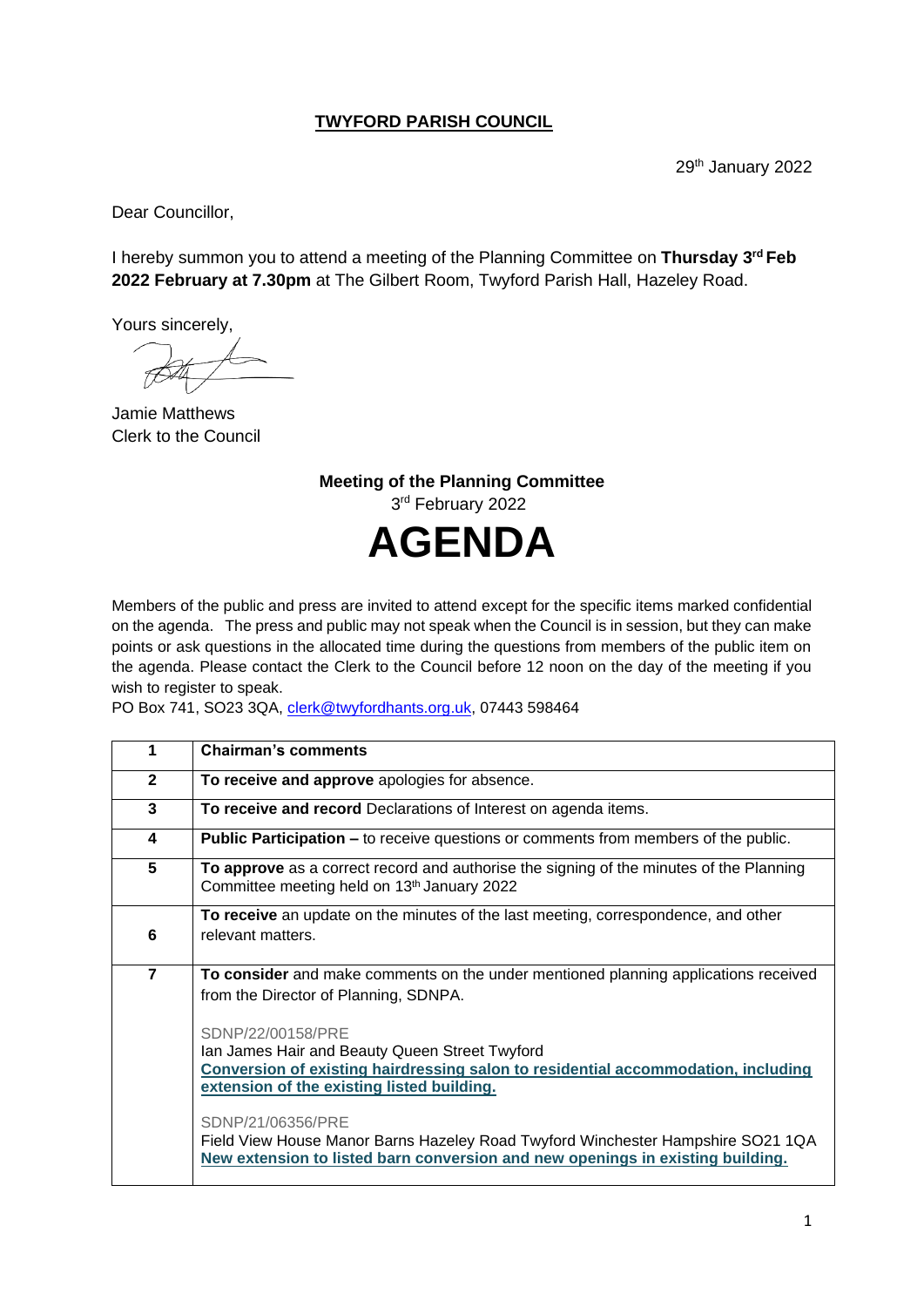**TWYFORD PARISH COUNCIL**

29th January 2022

Dear Councillor,

I hereby summon you to attend a meeting of the Planning Committee on **Thursday 3rd Feb 2022 February at 7.30pm** at The Gilbert Room, Twyford Parish Hall, Hazeley Road.

Yours sincerely,

Jamie Matthews
Clerk to the Council

**Meeting of the Planning Committee**

3rd February 2022

# AGENDA

Members of the public and press are invited to attend except for the specific items marked confidential on the agenda. The press and public may not speak when the Council is in session, but they can make points or ask questions in the allocated time during the questions from members of the public item on the agenda. Please contact the Clerk to the Council before 12 noon on the day of the meeting if you wish to register to speak.

PO Box 741, SO23 3QA, clerk@twyfordhants.org.uk, 07443 598464

| | |
|---|---|
| **1** | **Chairman's comments** |
| **2** | **To receive and approve** apologies for absence. |
| **3** | **To receive and record** Declarations of Interest on agenda items. |
| **4** | **Public Participation –** to receive questions or comments from members of the public. |
| **5** | **To approve** as a correct record and authorise the signing of the minutes of the Planning Committee meeting held on 13th January 2022 |
| **6** | **To receive** an update on the minutes of the last meeting, correspondence, and other relevant matters. |
| **7** | **To consider** and make comments on the under mentioned planning applications received from the Director of Planning, SDNPA.<br><br>SDNP/22/00158/PRE<br>Ian James Hair and Beauty Queen Street Twyford<br>**Conversion of existing hairdressing salon to residential accommodation, including extension of the existing listed building.**<br><br>SDNP/21/06356/PRE<br>Field View House Manor Barns Hazeley Road Twyford Winchester Hampshire SO21 1QA<br>**New extension to listed barn conversion and new openings in existing building.** |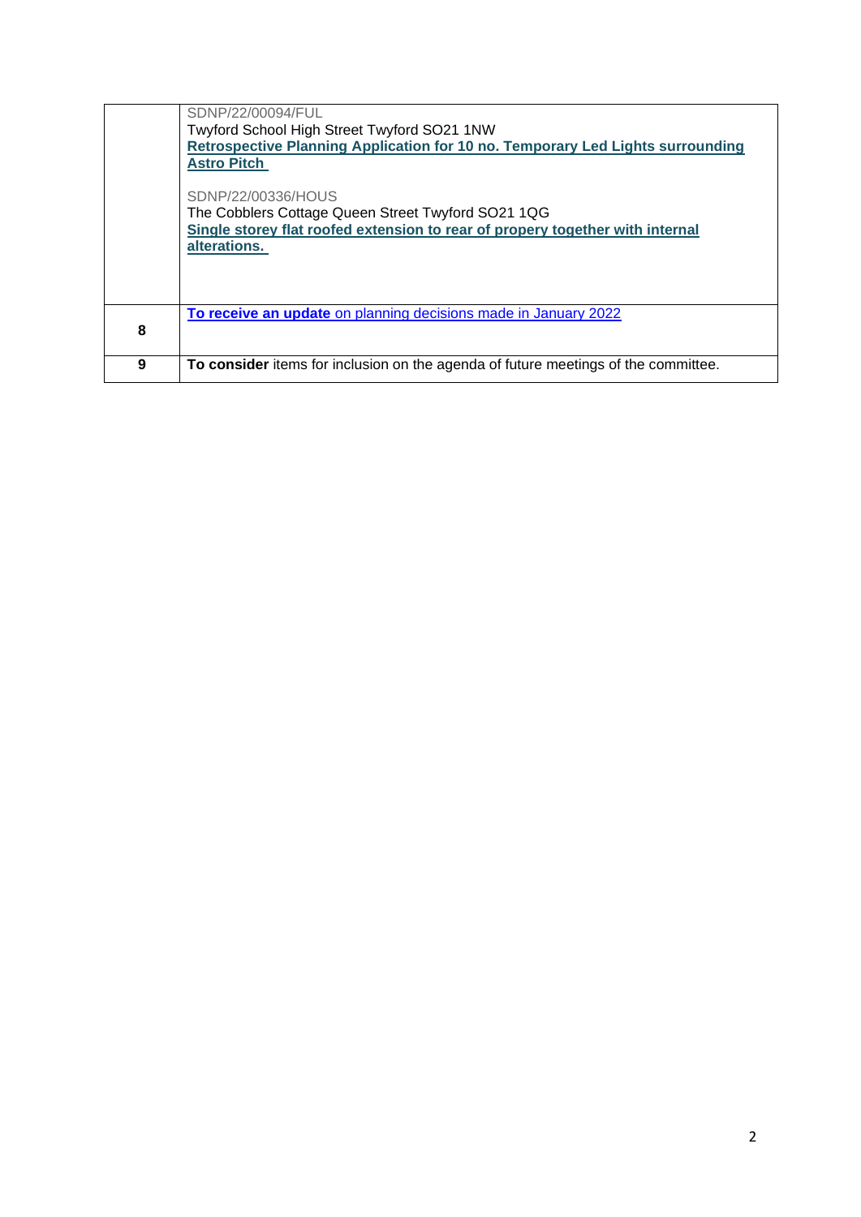| | |
|---|---|
| | SDNP/22/00094/FUL<br>Twyford School High Street Twyford SO21 1NW<br>**Retrospective Planning Application for 10 no. Temporary Led Lights surrounding Astro Pitch**<br><br>SDNP/22/00336/HOUS<br>The Cobblers Cottage Queen Street Twyford SO21 1QG<br>**Single storey flat roofed extension to rear of propery together with internal alterations.** |
| **8** | **To receive an update** on planning decisions made in January 2022 |
| **9** | **To consider** items for inclusion on the agenda of future meetings of the committee. |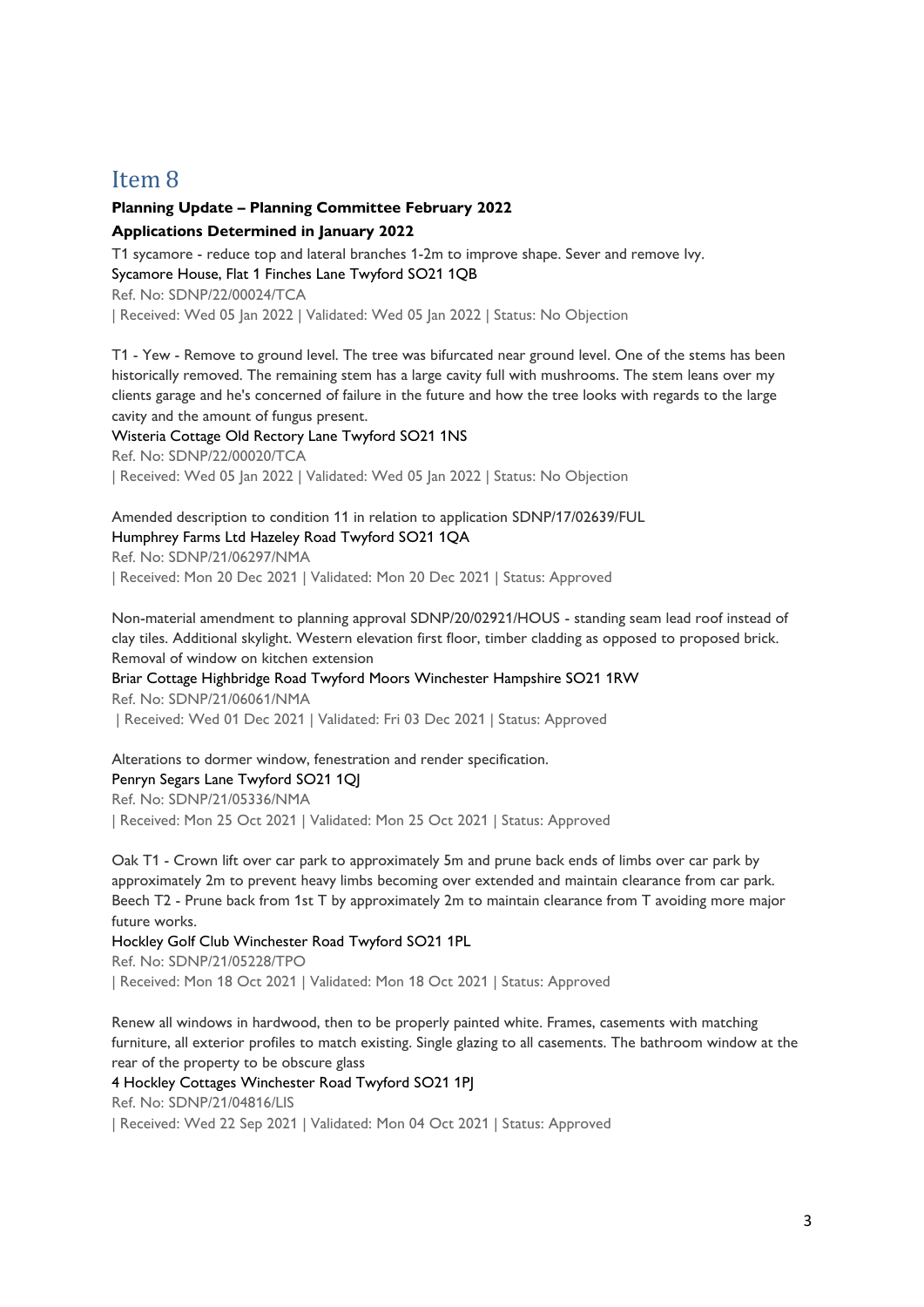# Item 8

**Planning Update – Planning Committee February 2022**

**Applications Determined in January 2022**

T1 sycamore - reduce top and lateral branches 1-2m to improve shape. Sever and remove Ivy.
Sycamore House, Flat 1 Finches Lane Twyford SO21 1QB
Ref. No: SDNP/22/00024/TCA
| Received: Wed 05 Jan 2022 | Validated: Wed 05 Jan 2022 | Status: No Objection

T1 - Yew - Remove to ground level. The tree was bifurcated near ground level. One of the stems has been historically removed. The remaining stem has a large cavity full with mushrooms. The stem leans over my clients garage and he's concerned of failure in the future and how the tree looks with regards to the large cavity and the amount of fungus present.
Wisteria Cottage Old Rectory Lane Twyford SO21 1NS
Ref. No: SDNP/22/00020/TCA
| Received: Wed 05 Jan 2022 | Validated: Wed 05 Jan 2022 | Status: No Objection

Amended description to condition 11 in relation to application SDNP/17/02639/FUL
Humphrey Farms Ltd Hazeley Road Twyford SO21 1QA
Ref. No: SDNP/21/06297/NMA
| Received: Mon 20 Dec 2021 | Validated: Mon 20 Dec 2021 | Status: Approved

Non-material amendment to planning approval SDNP/20/02921/HOUS - standing seam lead roof instead of clay tiles. Additional skylight. Western elevation first floor, timber cladding as opposed to proposed brick. Removal of window on kitchen extension
Briar Cottage Highbridge Road Twyford Moors Winchester Hampshire SO21 1RW
Ref. No: SDNP/21/06061/NMA
| Received: Wed 01 Dec 2021 | Validated: Fri 03 Dec 2021 | Status: Approved

Alterations to dormer window, fenestration and render specification.
Penryn Segars Lane Twyford SO21 1QJ
Ref. No: SDNP/21/05336/NMA
| Received: Mon 25 Oct 2021 | Validated: Mon 25 Oct 2021 | Status: Approved

Oak T1 - Crown lift over car park to approximately 5m and prune back ends of limbs over car park by approximately 2m to prevent heavy limbs becoming over extended and maintain clearance from car park. Beech T2 - Prune back from 1st T by approximately 2m to maintain clearance from T avoiding more major future works.
Hockley Golf Club Winchester Road Twyford SO21 1PL
Ref. No: SDNP/21/05228/TPO
| Received: Mon 18 Oct 2021 | Validated: Mon 18 Oct 2021 | Status: Approved

Renew all windows in hardwood, then to be properly painted white. Frames, casements with matching furniture, all exterior profiles to match existing. Single glazing to all casements. The bathroom window at the rear of the property to be obscure glass
4 Hockley Cottages Winchester Road Twyford SO21 1PJ
Ref. No: SDNP/21/04816/LIS
| Received: Wed 22 Sep 2021 | Validated: Mon 04 Oct 2021 | Status: Approved